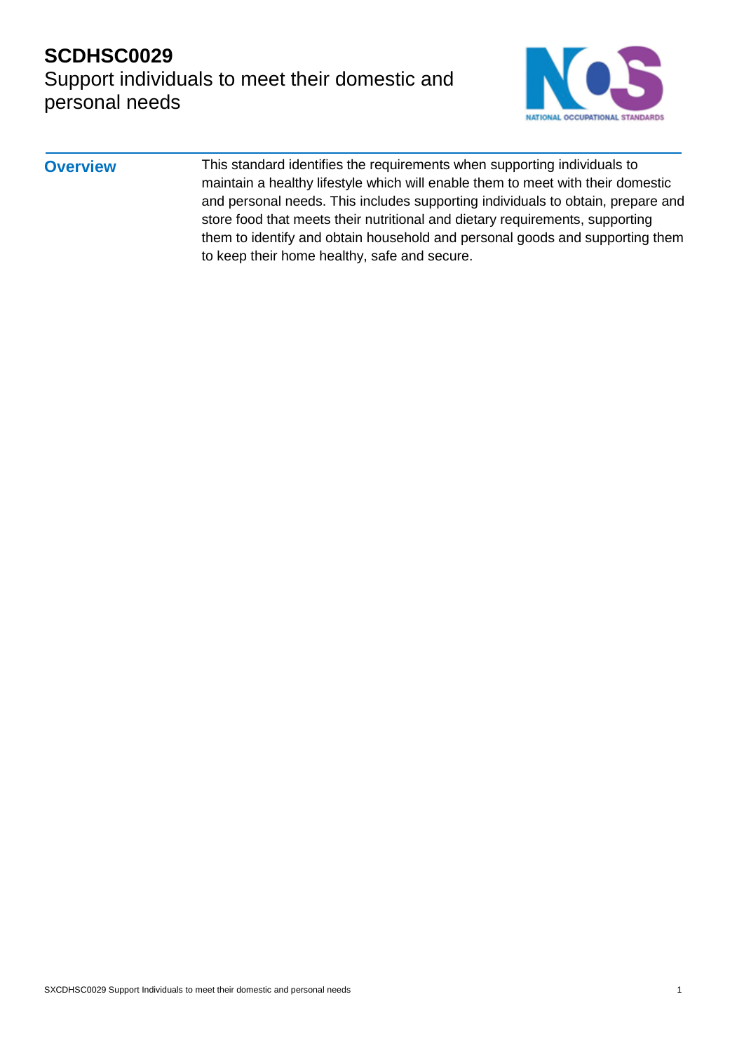# SCDHSC0029
## Support individuals to meet their domestic and personal needs

### Overview

This standard identifies the requirements when supporting individuals to maintain a healthy lifestyle which will enable them to meet with their domestic and personal needs. This includes supporting individuals to obtain, prepare and store food that meets their nutritional and dietary requirements, supporting them to identify and obtain household and personal goods and supporting them to keep their home healthy, safe and secure.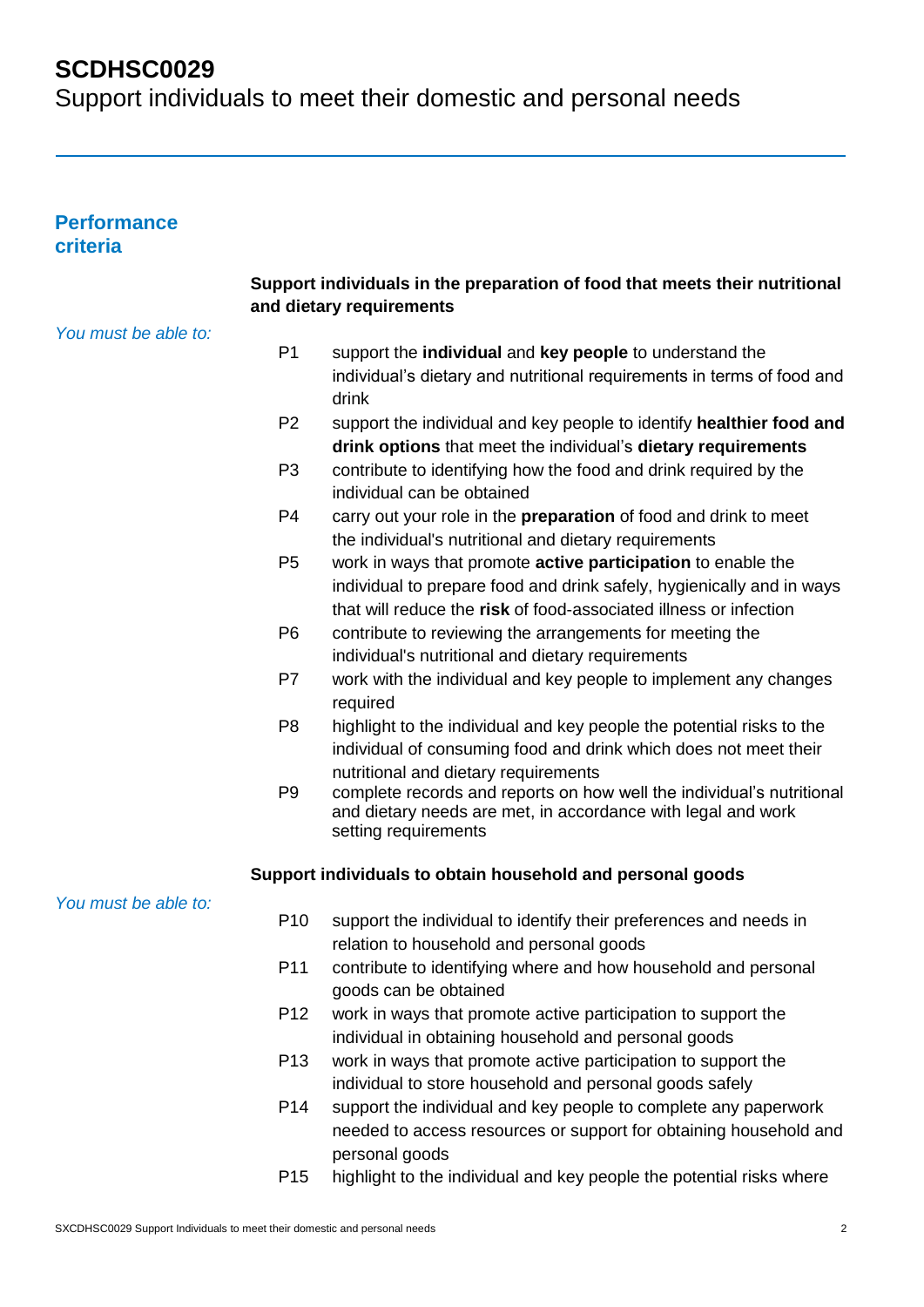# SCDHSC0029
Support individuals to meet their domestic and personal needs

## Performance criteria

### Support individuals in the preparation of food that meets their nutritional and dietary requirements

*You must be able to:*

- P1 support the **individual** and **key people** to understand the individual's dietary and nutritional requirements in terms of food and drink
- P2 support the individual and key people to identify **healthier food and drink options** that meet the individual's **dietary requirements**
- P3 contribute to identifying how the food and drink required by the individual can be obtained
- P4 carry out your role in the **preparation** of food and drink to meet the individual's nutritional and dietary requirements
- P5 work in ways that promote **active participation** to enable the individual to prepare food and drink safely, hygienically and in ways that will reduce the **risk** of food-associated illness or infection
- P6 contribute to reviewing the arrangements for meeting the individual's nutritional and dietary requirements
- P7 work with the individual and key people to implement any changes required
- P8 highlight to the individual and key people the potential risks to the individual of consuming food and drink which does not meet their nutritional and dietary requirements
- P9 complete records and reports on how well the individual's nutritional and dietary needs are met, in accordance with legal and work setting requirements

### Support individuals to obtain household and personal goods

*You must be able to:*

- P10 support the individual to identify their preferences and needs in relation to household and personal goods
- P11 contribute to identifying where and how household and personal goods can be obtained
- P12 work in ways that promote active participation to support the individual in obtaining household and personal goods
- P13 work in ways that promote active participation to support the individual to store household and personal goods safely
- P14 support the individual and key people to complete any paperwork needed to access resources or support for obtaining household and personal goods
- P15 highlight to the individual and key people the potential risks where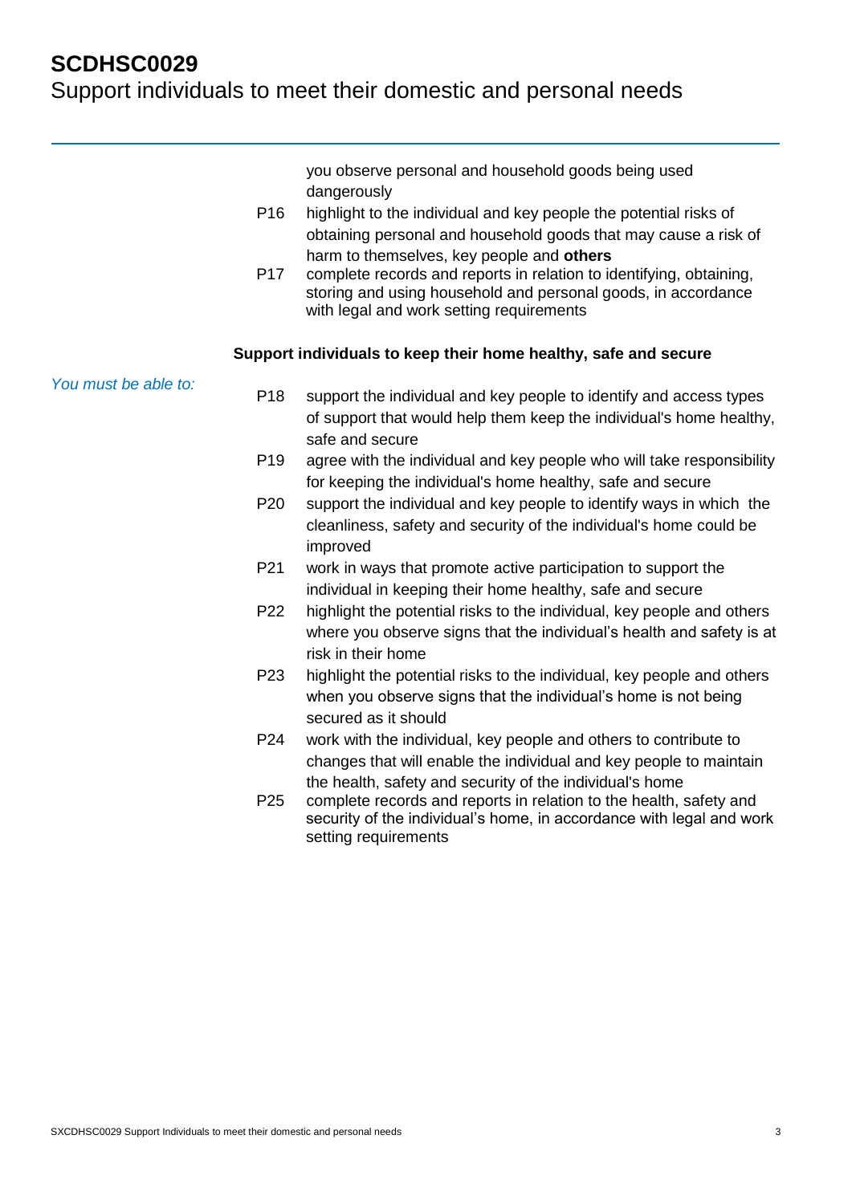you observe personal and household goods being used dangerously

P16 highlight to the individual and key people the potential risks of obtaining personal and household goods that may cause a risk of harm to themselves, key people and **others**

P17 complete records and reports in relation to identifying, obtaining, storing and using household and personal goods, in accordance with legal and work setting requirements

### Support individuals to keep their home healthy, safe and secure

*You must be able to:*

P18 support the individual and key people to identify and access types of support that would help them keep the individual's home healthy, safe and secure

P19 agree with the individual and key people who will take responsibility for keeping the individual's home healthy, safe and secure

P20 support the individual and key people to identify ways in which the cleanliness, safety and security of the individual's home could be improved

P21 work in ways that promote active participation to support the individual in keeping their home healthy, safe and secure

P22 highlight the potential risks to the individual, key people and others where you observe signs that the individual's health and safety is at risk in their home

P23 highlight the potential risks to the individual, key people and others when you observe signs that the individual's home is not being secured as it should

P24 work with the individual, key people and others to contribute to changes that will enable the individual and key people to maintain the health, safety and security of the individual's home

P25 complete records and reports in relation to the health, safety and security of the individual's home, in accordance with legal and work setting requirements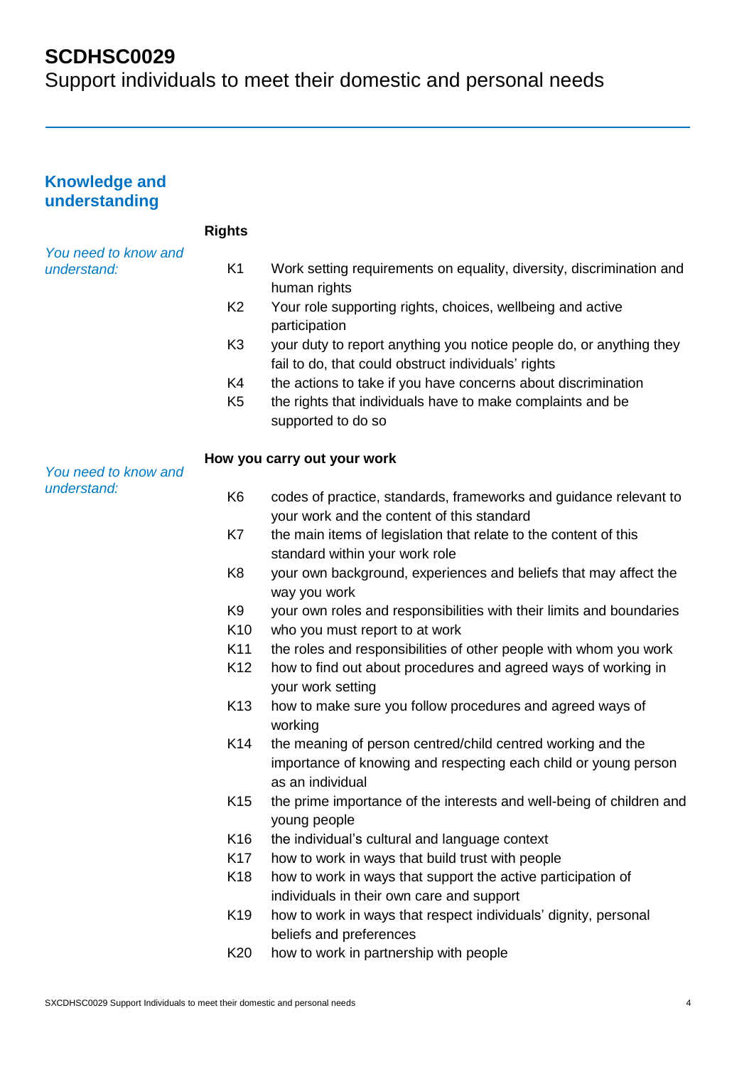# SCDHSC0029
Support individuals to meet their domestic and personal needs

## Knowledge and understanding

### Rights

*You need to know and understand:*

- K1 Work setting requirements on equality, diversity, discrimination and human rights
- K2 Your role supporting rights, choices, wellbeing and active participation
- K3 your duty to report anything you notice people do, or anything they fail to do, that could obstruct individuals' rights
- K4 the actions to take if you have concerns about discrimination
- K5 the rights that individuals have to make complaints and be supported to do so

### How you carry out your work

*You need to know and understand:*

- K6 codes of practice, standards, frameworks and guidance relevant to your work and the content of this standard
- K7 the main items of legislation that relate to the content of this standard within your work role
- K8 your own background, experiences and beliefs that may affect the way you work
- K9 your own roles and responsibilities with their limits and boundaries
- K10 who you must report to at work
- K11 the roles and responsibilities of other people with whom you work
- K12 how to find out about procedures and agreed ways of working in your work setting
- K13 how to make sure you follow procedures and agreed ways of working
- K14 the meaning of person centred/child centred working and the importance of knowing and respecting each child or young person as an individual
- K15 the prime importance of the interests and well-being of children and young people
- K16 the individual's cultural and language context
- K17 how to work in ways that build trust with people
- K18 how to work in ways that support the active participation of individuals in their own care and support
- K19 how to work in ways that respect individuals' dignity, personal beliefs and preferences
- K20 how to work in partnership with people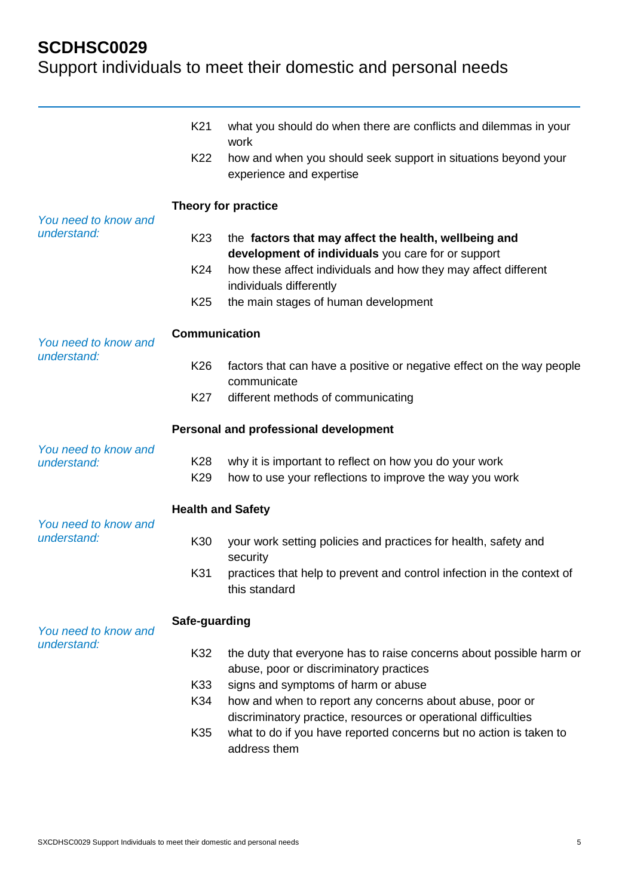| | | |
|---|---|---|
| | K21 | what you should do when there are conflicts and dilemmas in your work |
| | K22 | how and when you should seek support in situations beyond your experience and expertise |

**Theory for practice**

| | | |
|---|---|---|
| *You need to know and understand:* | K23 | the **factors that may affect the health, wellbeing and development of individuals** you care for or support |
| | K24 | how these affect individuals and how they may affect different individuals differently |
| | K25 | the main stages of human development |

**Communication**

| | | |
|---|---|---|
| *You need to know and understand:* | K26 | factors that can have a positive or negative effect on the way people communicate |
| | K27 | different methods of communicating |

**Personal and professional development**

| | | |
|---|---|---|
| *You need to know and understand:* | K28 | why it is important to reflect on how you do your work |
| | K29 | how to use your reflections to improve the way you work |

**Health and Safety**

| | | |
|---|---|---|
| *You need to know and understand:* | K30 | your work setting policies and practices for health, safety and security |
| | K31 | practices that help to prevent and control infection in the context of this standard |

**Safe-guarding**

| | | |
|---|---|---|
| *You need to know and understand:* | K32 | the duty that everyone has to raise concerns about possible harm or abuse, poor or discriminatory practices |
| | K33 | signs and symptoms of harm or abuse |
| | K34 | how and when to report any concerns about abuse, poor or discriminatory practice, resources or operational difficulties |
| | K35 | what to do if you have reported concerns but no action is taken to address them |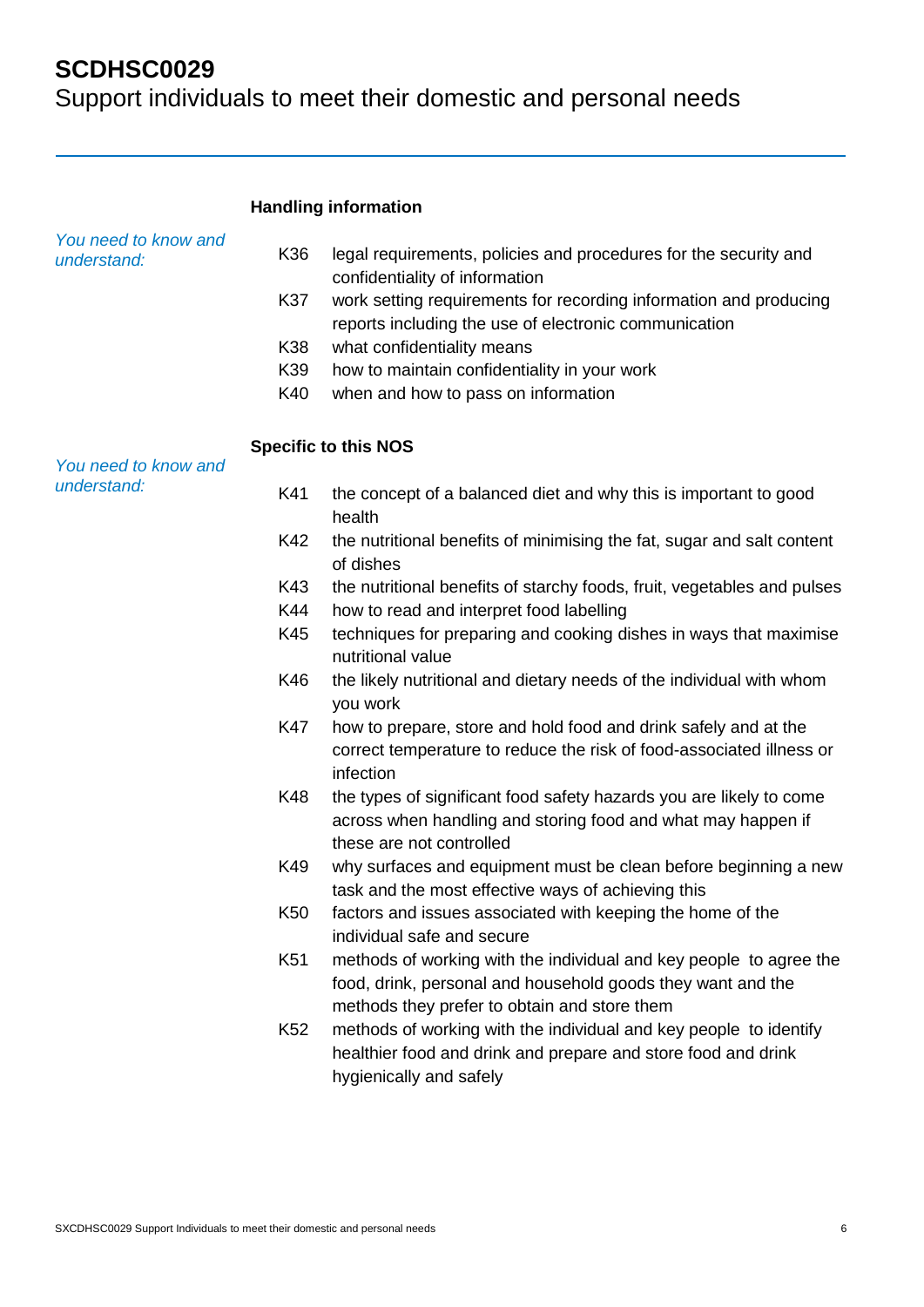## Handling information

*You need to know and understand:*

- K36 legal requirements, policies and procedures for the security and confidentiality of information
- K37 work setting requirements for recording information and producing reports including the use of electronic communication
- K38 what confidentiality means
- K39 how to maintain confidentiality in your work
- K40 when and how to pass on information

## Specific to this NOS

*You need to know and understand:*

- K41 the concept of a balanced diet and why this is important to good health
- K42 the nutritional benefits of minimising the fat, sugar and salt content of dishes
- K43 the nutritional benefits of starchy foods, fruit, vegetables and pulses
- K44 how to read and interpret food labelling
- K45 techniques for preparing and cooking dishes in ways that maximise nutritional value
- K46 the likely nutritional and dietary needs of the individual with whom you work
- K47 how to prepare, store and hold food and drink safely and at the correct temperature to reduce the risk of food-associated illness or infection
- K48 the types of significant food safety hazards you are likely to come across when handling and storing food and what may happen if these are not controlled
- K49 why surfaces and equipment must be clean before beginning a new task and the most effective ways of achieving this
- K50 factors and issues associated with keeping the home of the individual safe and secure
- K51 methods of working with the individual and key people to agree the food, drink, personal and household goods they want and the methods they prefer to obtain and store them
- K52 methods of working with the individual and key people to identify healthier food and drink and prepare and store food and drink hygienically and safely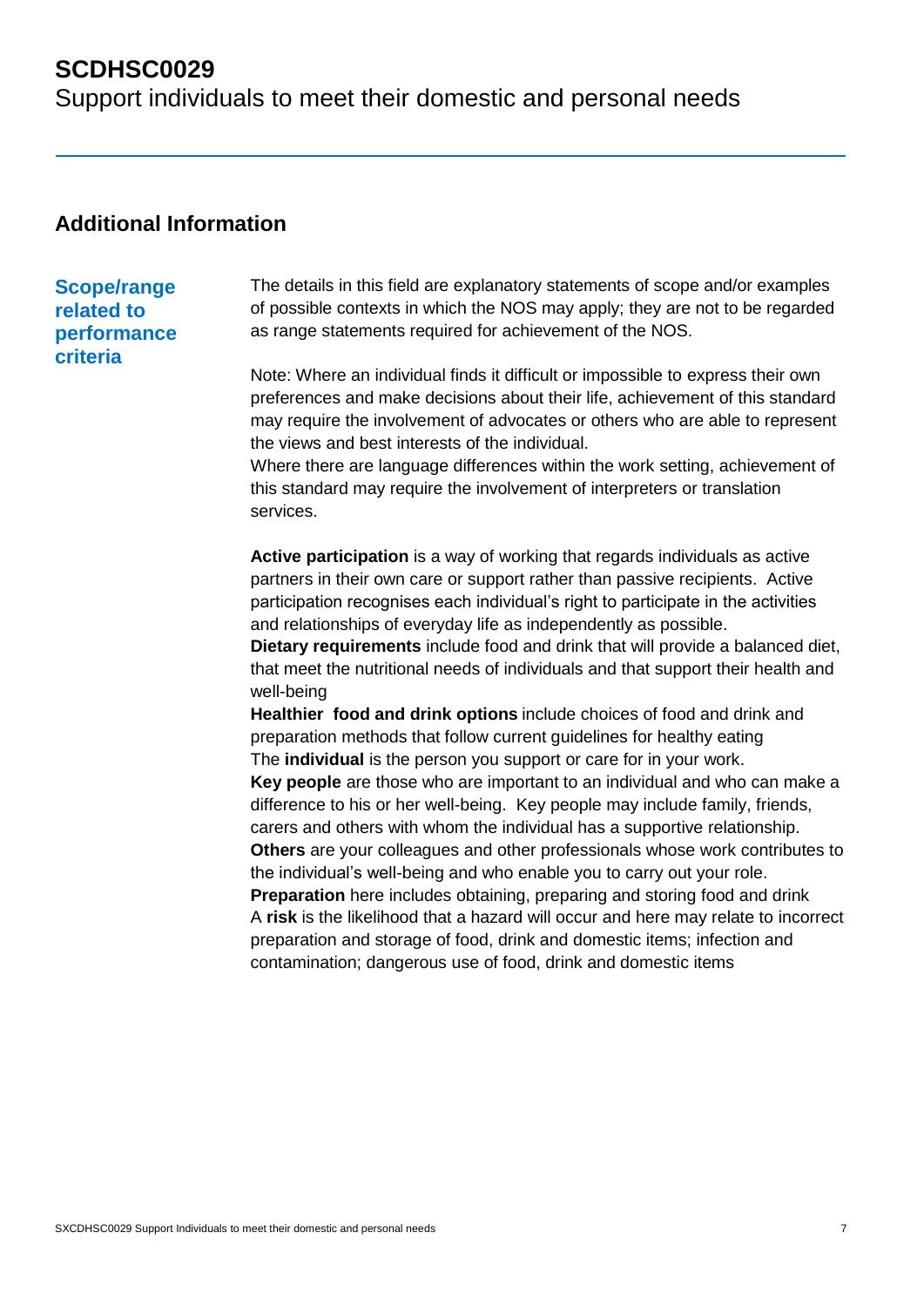## Additional Information

### Scope/range related to performance criteria

The details in this field are explanatory statements of scope and/or examples of possible contexts in which the NOS may apply; they are not to be regarded as range statements required for achievement of the NOS.

Note: Where an individual finds it difficult or impossible to express their own preferences and make decisions about their life, achievement of this standard may require the involvement of advocates or others who are able to represent the views and best interests of the individual.
Where there are language differences within the work setting, achievement of this standard may require the involvement of interpreters or translation services.

**Active participation** is a way of working that regards individuals as active partners in their own care or support rather than passive recipients. Active participation recognises each individual's right to participate in the activities and relationships of everyday life as independently as possible.
**Dietary requirements** include food and drink that will provide a balanced diet, that meet the nutritional needs of individuals and that support their health and well-being
**Healthier food and drink options** include choices of food and drink and preparation methods that follow current guidelines for healthy eating
The **individual** is the person you support or care for in your work.
**Key people** are those who are important to an individual and who can make a difference to his or her well-being. Key people may include family, friends, carers and others with whom the individual has a supportive relationship.
**Others** are your colleagues and other professionals whose work contributes to the individual's well-being and who enable you to carry out your role.
**Preparation** here includes obtaining, preparing and storing food and drink
A **risk** is the likelihood that a hazard will occur and here may relate to incorrect preparation and storage of food, drink and domestic items; infection and contamination; dangerous use of food, drink and domestic items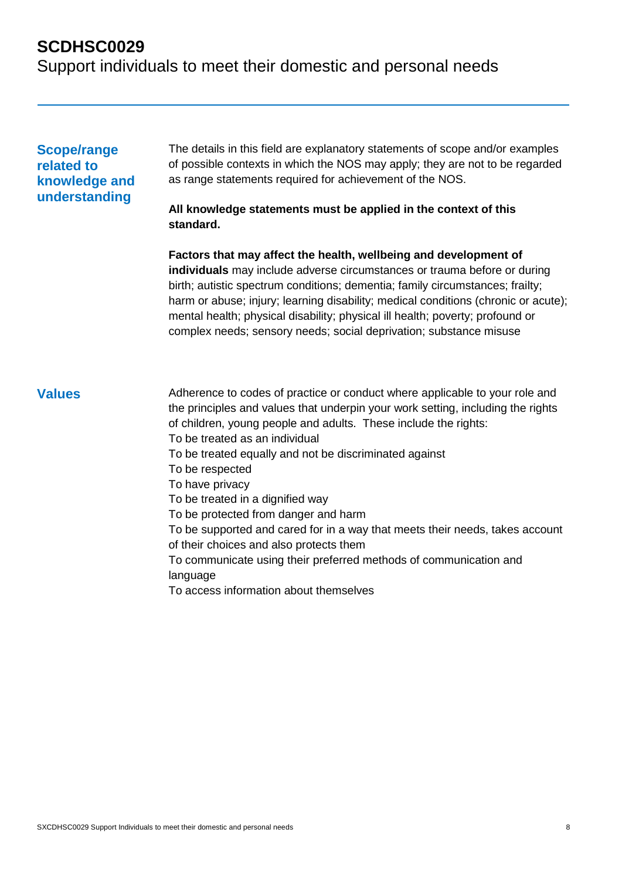# SCDHSC0029
Support individuals to meet their domestic and personal needs

## Scope/range related to knowledge and understanding

The details in this field are explanatory statements of scope and/or examples of possible contexts in which the NOS may apply; they are not to be regarded as range statements required for achievement of the NOS.

**All knowledge statements must be applied in the context of this standard.**

**Factors that may affect the health, wellbeing and development of individuals** may include adverse circumstances or trauma before or during birth; autistic spectrum conditions; dementia; family circumstances; frailty; harm or abuse; injury; learning disability; medical conditions (chronic or acute); mental health; physical disability; physical ill health; poverty; profound or complex needs; sensory needs; social deprivation; substance misuse

## Values

Adherence to codes of practice or conduct where applicable to your role and the principles and values that underpin your work setting, including the rights of children, young people and adults. These include the rights:

To be treated as an individual
To be treated equally and not be discriminated against
To be respected
To have privacy
To be treated in a dignified way
To be protected from danger and harm
To be supported and cared for in a way that meets their needs, takes account of their choices and also protects them
To communicate using their preferred methods of communication and language
To access information about themselves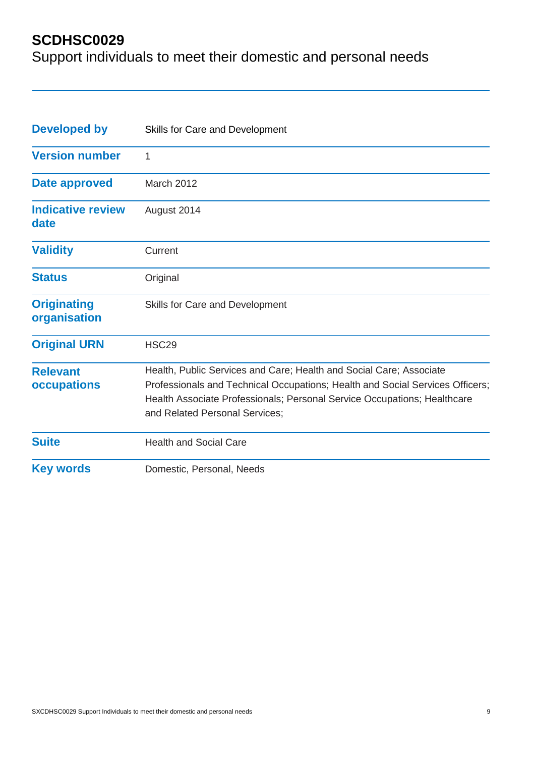# SCDHSC0029

Support individuals to meet their domestic and personal needs

| | |
|---|---|
| **Developed by** | Skills for Care and Development |
| **Version number** | 1 |
| **Date approved** | March 2012 |
| **Indicative review date** | August 2014 |
| **Validity** | Current |
| **Status** | Original |
| **Originating organisation** | Skills for Care and Development |
| **Original URN** | HSC29 |
| **Relevant occupations** | Health, Public Services and Care; Health and Social Care; Associate Professionals and Technical Occupations; Health and Social Services Officers; Health Associate Professionals; Personal Service Occupations; Healthcare and Related Personal Services; |
| **Suite** | Health and Social Care |
| **Key words** | Domestic, Personal, Needs |